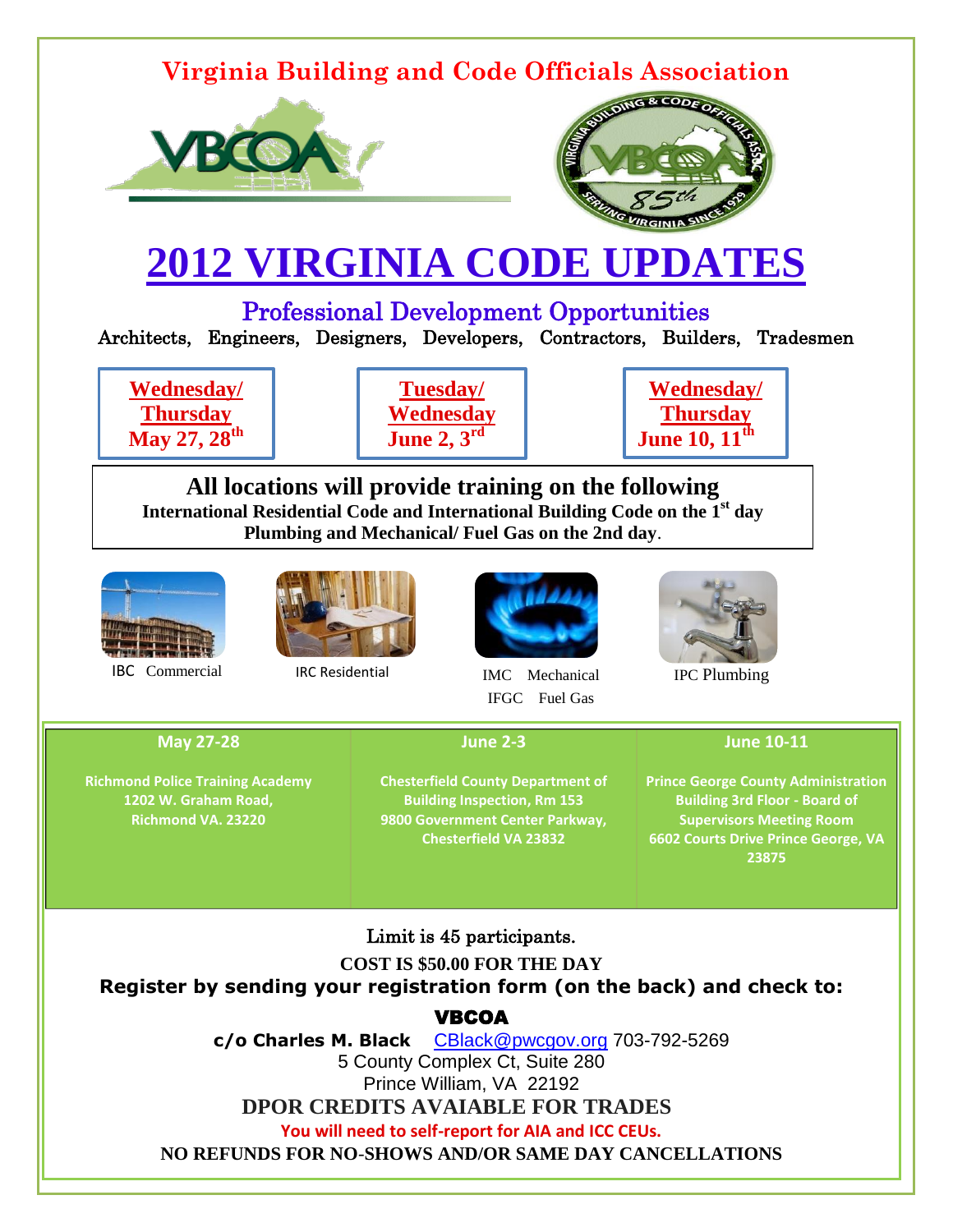# Virginia Building and Code Officials Association

# 2012 VIRGINIA CODE UPDATES

## Professional Development Opportunities

Architects, Engineers, Designers, Developers, Contractors, Builders, Tradesmen

**Wednesday/ Thursday May 27, 28th**

**Tuesday/ Wednesday June 2, 3rd**

**Wednesday/ Thursday June 10, 11th**

**All locations will provide training on the following**
**International Residential Code and International Building Code on the 1st day**
**Plumbing and Mechanical/ Fuel Gas on the 2nd day**.

IBC Commercial

IRC Residential

IMC Mechanical
IFGC Fuel Gas

IPC Plumbing

| May 27-28 | June 2-3 | June 10-11 |
|---|---|---|
| Richmond Police Training Academy 1202 W. Graham Road, Richmond VA. 23220 | Chesterfield County Department of Building Inspection, Rm 153 9800 Government Center Parkway, Chesterfield VA 23832 | Prince George County Administration Building 3rd Floor - Board of Supervisors Meeting Room 6602 Courts Drive Prince George, VA 23875 |

Limit is 45 participants.

**COST IS $50.00 FOR THE DAY**

**Register by sending your registration form (on the back) and check to:**

**VBCOA**

**c/o Charles M. Black** CBlack@pwcgov.org 703-792-5269
5 County Complex Ct, Suite 280
Prince William, VA 22192

**DPOR CREDITS AVAIABLE FOR TRADES**

**You will need to self-report for AIA and ICC CEUs.**

**NO REFUNDS FOR NO-SHOWS AND/OR SAME DAY CANCELLATIONS**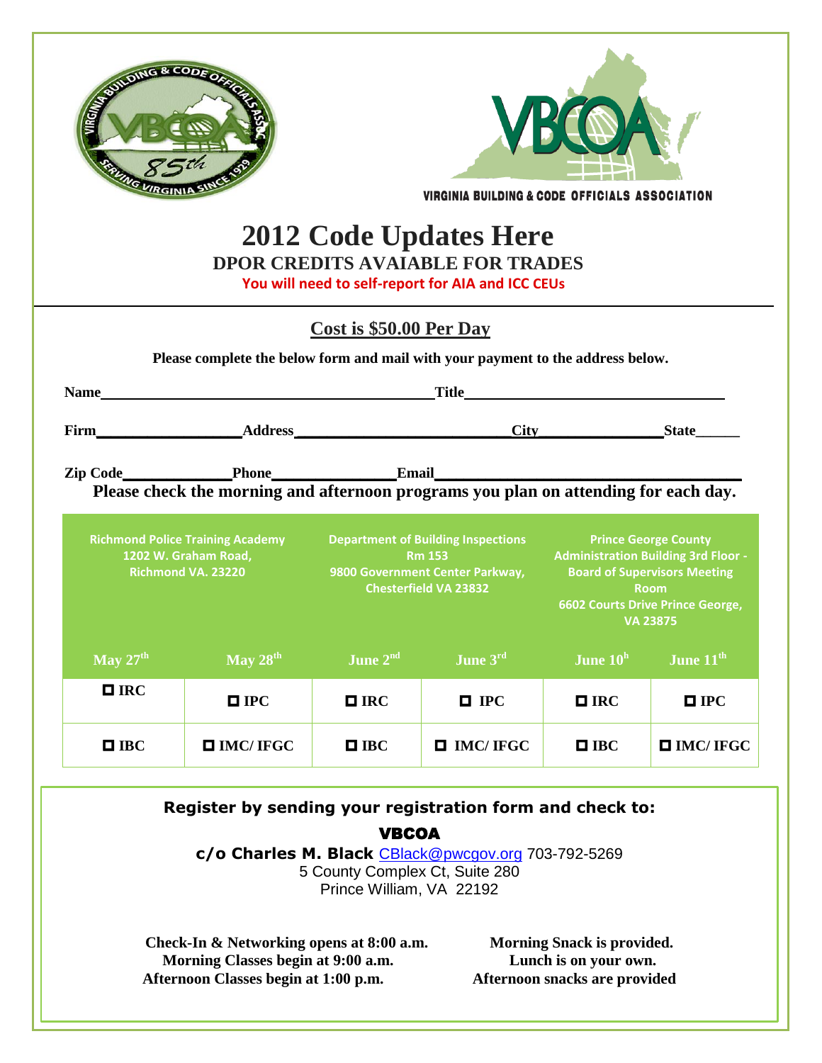VIRGINIA BUILDING & CODE OFFICIALS ASSOCIATION

# 2012 Code Updates Here

## DPOR CREDITS AVAIABLE FOR TRADES

**You will need to self-report for AIA and ICC CEUs**

**Cost is $50.00 Per Day**

**Please complete the below form and mail with your payment to the address below.**

**Name**\_\_\_\_\_\_\_\_\_\_\_\_\_\_\_\_\_\_\_\_\_\_\_\_\_\_\_\_\_\_\_\_\_\_\_\_\_\_\_\_**Title**\_\_\_\_\_\_\_\_\_\_\_\_\_\_\_\_\_\_\_\_\_\_\_\_\_\_\_\_\_\_\_\_\_

**Firm**\_\_\_\_\_\_\_\_\_\_\_\_\_\_\_\_\_\_**Address**\_\_\_\_\_\_\_\_\_\_\_\_\_\_\_\_\_\_\_\_\_\_\_\_\_\_\_**City**\_\_\_\_\_\_\_\_\_\_\_\_\_\_\_**State**\_\_\_\_\_

**Zip Code**\_\_\_\_\_\_\_\_\_\_\_\_\_**Phone**\_\_\_\_\_\_\_\_\_\_\_\_\_\_\_**Email**\_\_\_\_\_\_\_\_\_\_\_\_\_\_\_\_\_\_\_\_\_\_\_\_\_\_\_\_\_\_\_\_\_\_\_\_

**Please check the morning and afternoon programs you plan on attending for each day.**

| Richmond Police Training Academy 1202 W. Graham Road, Richmond VA. 23220 | | Department of Building Inspections Rm 153 9800 Government Center Parkway, Chesterfield VA 23832 | | Prince George County Administration Building 3rd Floor - Board of Supervisors Meeting Room 6602 Courts Drive Prince George, VA 23875 | |
|---|---|---|---|---|---|
| May 27th | May 28th | June 2nd | June 3rd | June 10h | June 11th |
| ☐ IRC | ☐ IPC | ☐ IRC | ☐ IPC | ☐ IRC | ☐ IPC |
| ☐ IBC | ☐ IMC/ IFGC | ☐ IBC | ☐ IMC/ IFGC | ☐ IBC | ☐ IMC/ IFGC |

**Register by sending your registration form and check to:**

**VBCOA**

**c/o Charles M. Black** CBlack@pwcgov.org 703-792-5269
5 County Complex Ct, Suite 280
Prince William, VA 22192

**Check-In & Networking opens at 8:00 a.m.**
**Morning Classes begin at 9:00 a.m.**
**Afternoon Classes begin at 1:00 p.m.**

**Morning Snack is provided.**
**Lunch is on your own.**
**Afternoon snacks are provided**